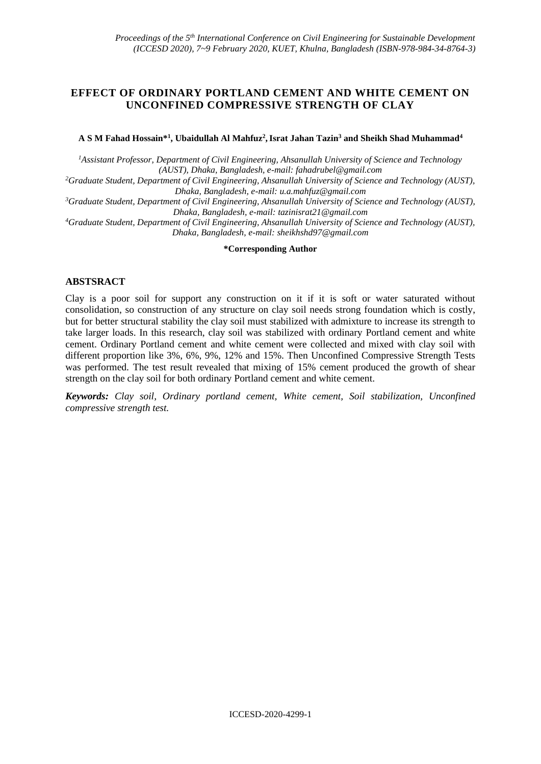# EFFECT OF ORDINARY PORTLAND CEMENT AND WHITE CEMENT ON UNCONFINED COMPRESSIVE STRENGTH OF CLAY

**A S M Fahad Hossain*[1], Ubaidullah Al Mahfuz[2], Israt Jahan Tazin[3] and Sheikh Shad Muhammad[4]**

[1] *Assistant Professor, Department of Civil Engineering, Ahsanullah University of Science and Technology (AUST), Dhaka, Bangladesh, e-mail: fahadrubel@gmail.com*

[2] *Graduate Student, Department of Civil Engineering, Ahsanullah University of Science and Technology (AUST), Dhaka, Bangladesh, e-mail: u.a.mahfuz@gmail.com*

[3] *Graduate Student, Department of Civil Engineering, Ahsanullah University of Science and Technology (AUST), Dhaka, Bangladesh, e-mail: tazinisrat21@gmail.com*

[4] *Graduate Student, Department of Civil Engineering, Ahsanullah University of Science and Technology (AUST), Dhaka, Bangladesh, e-mail: sheikhshd97@gmail.com*

**\*Corresponding Author**

## ABSTSRACT

Clay is a poor soil for support any construction on it if it is soft or water saturated without consolidation, so construction of any structure on clay soil needs strong foundation which is costly, but for better structural stability the clay soil must stabilized with admixture to increase its strength to take larger loads. In this research, clay soil was stabilized with ordinary Portland cement and white cement. Ordinary Portland cement and white cement were collected and mixed with clay soil with different proportion like 3%, 6%, 9%, 12% and 15%. Then Unconfined Compressive Strength Tests was performed. The test result revealed that mixing of 15% cement produced the growth of shear strength on the clay soil for both ordinary Portland cement and white cement.

***Keywords:*** *Clay soil, Ordinary portland cement, White cement, Soil stabilization, Unconfined compressive strength test.*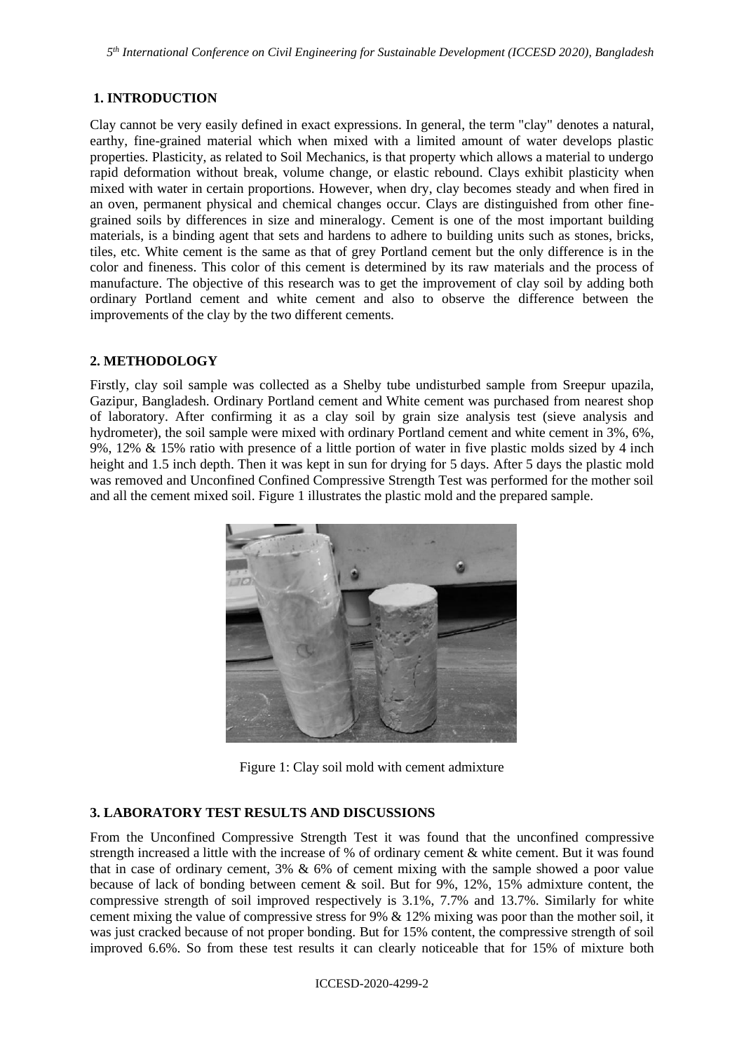## 1. INTRODUCTION

Clay cannot be very easily defined in exact expressions. In general, the term "clay" denotes a natural, earthy, fine-grained material which when mixed with a limited amount of water develops plastic properties. Plasticity, as related to Soil Mechanics, is that property which allows a material to undergo rapid deformation without break, volume change, or elastic rebound. Clays exhibit plasticity when mixed with water in certain proportions. However, when dry, clay becomes steady and when fired in an oven, permanent physical and chemical changes occur. Clays are distinguished from other fine-grained soils by differences in size and mineralogy. Cement is one of the most important building materials, is a binding agent that sets and hardens to adhere to building units such as stones, bricks, tiles, etc. White cement is the same as that of grey Portland cement but the only difference is in the color and fineness. This color of this cement is determined by its raw materials and the process of manufacture. The objective of this research was to get the improvement of clay soil by adding both ordinary Portland cement and white cement and also to observe the difference between the improvements of the clay by the two different cements.

## 2. METHODOLOGY

Firstly, clay soil sample was collected as a Shelby tube undisturbed sample from Sreepur upazila, Gazipur, Bangladesh. Ordinary Portland cement and White cement was purchased from nearest shop of laboratory. After confirming it as a clay soil by grain size analysis test (sieve analysis and hydrometer), the soil sample were mixed with ordinary Portland cement and white cement in 3%, 6%, 9%, 12% & 15% ratio with presence of a little portion of water in five plastic molds sized by 4 inch height and 1.5 inch depth. Then it was kept in sun for drying for 5 days. After 5 days the plastic mold was removed and Unconfined Confined Compressive Strength Test was performed for the mother soil and all the cement mixed soil. Figure 1 illustrates the plastic mold and the prepared sample.

Figure 1: Clay soil mold with cement admixture

## 3. LABORATORY TEST RESULTS AND DISCUSSIONS

From the Unconfined Compressive Strength Test it was found that the unconfined compressive strength increased a little with the increase of % of ordinary cement & white cement. But it was found that in case of ordinary cement, 3% & 6% of cement mixing with the sample showed a poor value because of lack of bonding between cement & soil. But for 9%, 12%, 15% admixture content, the compressive strength of soil improved respectively is 3.1%, 7.7% and 13.7%. Similarly for white cement mixing the value of compressive stress for 9% & 12% mixing was poor than the mother soil, it was just cracked because of not proper bonding. But for 15% content, the compressive strength of soil improved 6.6%. So from these test results it can clearly noticeable that for 15% of mixture both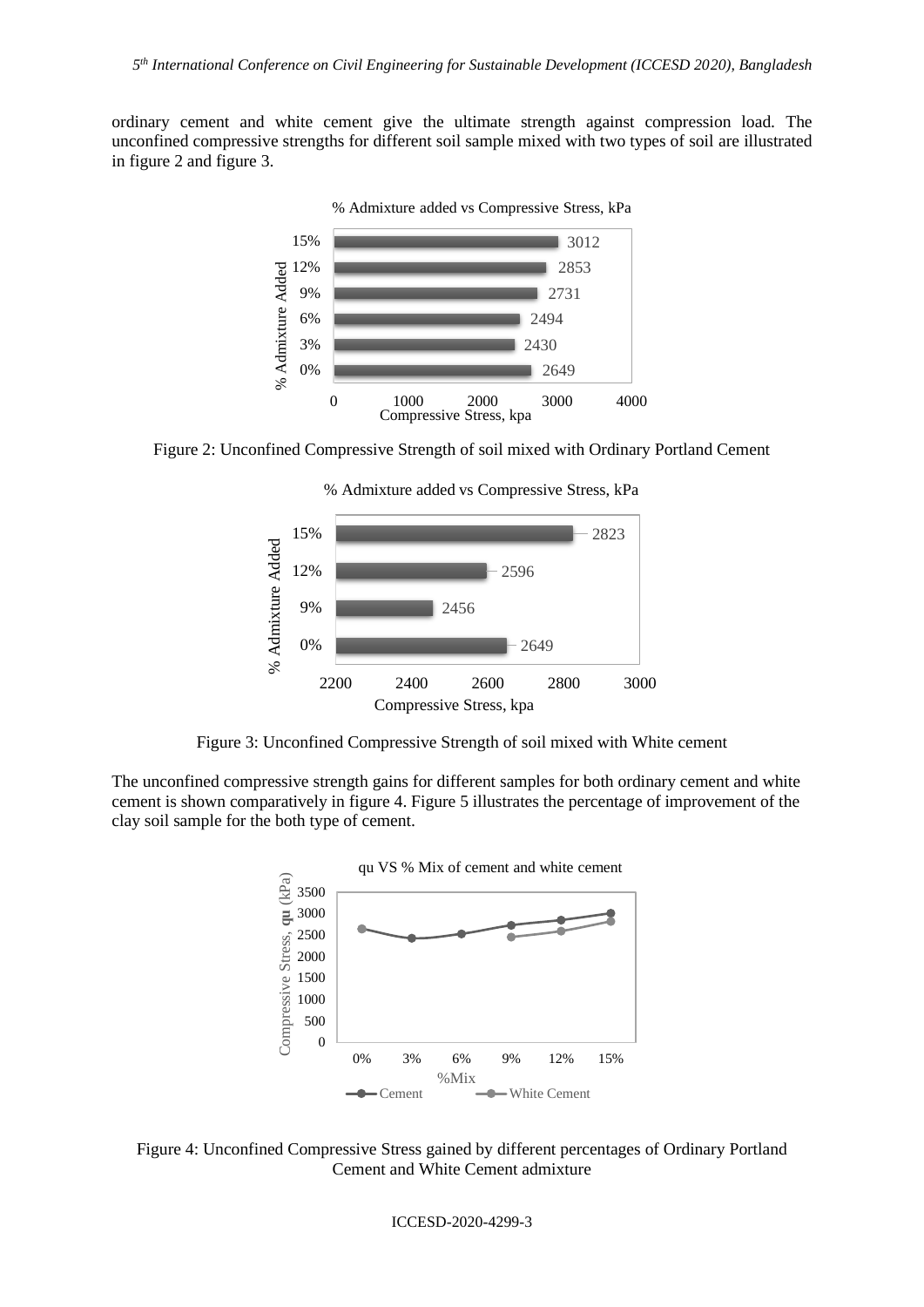ordinary cement and white cement give the ultimate strength against compression load. The unconfined compressive strengths for different soil sample mixed with two types of soil are illustrated in figure 2 and figure 3.

Figure 2: Unconfined Compressive Strength of soil mixed with Ordinary Portland Cement

Figure 3: Unconfined Compressive Strength of soil mixed with White cement

The unconfined compressive strength gains for different samples for both ordinary cement and white cement is shown comparatively in figure 4. Figure 5 illustrates the percentage of improvement of the clay soil sample for the both type of cement.

Figure 4: Unconfined Compressive Stress gained by different percentages of Ordinary Portland Cement and White Cement admixture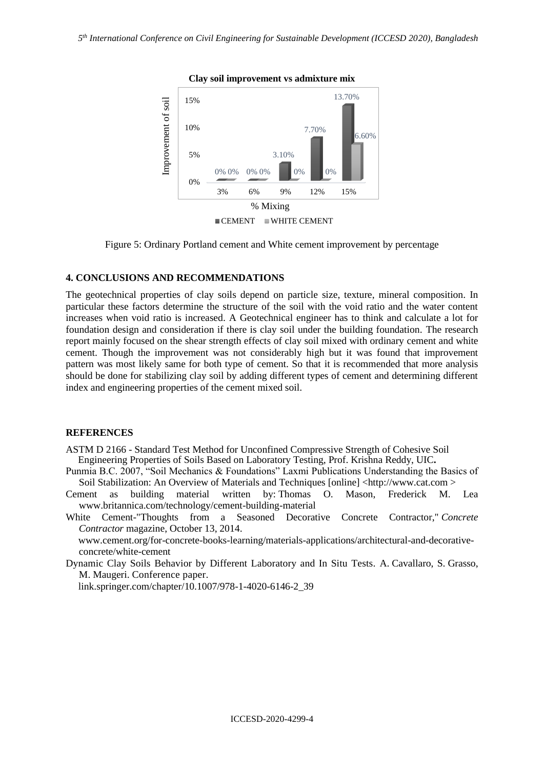Clay soil improvement vs admixture mix

Improvement of soil

15%

10%

5%

0%

13.70%

7.70%

6.60%

3.10%

0% 0%

0% 0%

0%

0%

3%

6%

9%

12%

15%

% Mixing

CEMENT WHITE CEMENT

Figure 5: Ordinary Portland cement and White cement improvement by percentage

## 4. CONCLUSIONS AND RECOMMENDATIONS

The geotechnical properties of clay soils depend on particle size, texture, mineral composition. In particular these factors determine the structure of the soil with the void ratio and the water content increases when void ratio is increased. A Geotechnical engineer has to think and calculate a lot for foundation design and consideration if there is clay soil under the building foundation. The research report mainly focused on the shear strength effects of clay soil mixed with ordinary cement and white cement. Though the improvement was not considerably high but it was found that improvement pattern was most likely same for both type of cement. So that it is recommended that more analysis should be done for stabilizing clay soil by adding different types of cement and determining different index and engineering properties of the cement mixed soil.

## REFERENCES

ASTM D 2166 - Standard Test Method for Unconfined Compressive Strength of Cohesive Soil Engineering Properties of Soils Based on Laboratory Testing, Prof. Krishna Reddy, UIC**.**

Punmia B.C. 2007, "Soil Mechanics & Foundations" Laxmi Publications Understanding the Basics of Soil Stabilization: An Overview of Materials and Techniques [online] <http://www.cat.com >

Cement as building material written by: Thomas O. Mason, Frederick M. Lea www.britannica.com/technology/cement-building-material

White Cement-"Thoughts from a Seasoned Decorative Concrete Contractor," *Concrete Contractor* magazine, October 13, 2014.
www.cement.org/for-concrete-books-learning/materials-applications/architectural-and-decorative-concrete/white-cement

Dynamic Clay Soils Behavior by Different Laboratory and In Situ Tests. A. Cavallaro, S. Grasso, M. Maugeri. Conference paper.
link.springer.com/chapter/10.1007/978-1-4020-6146-2_39